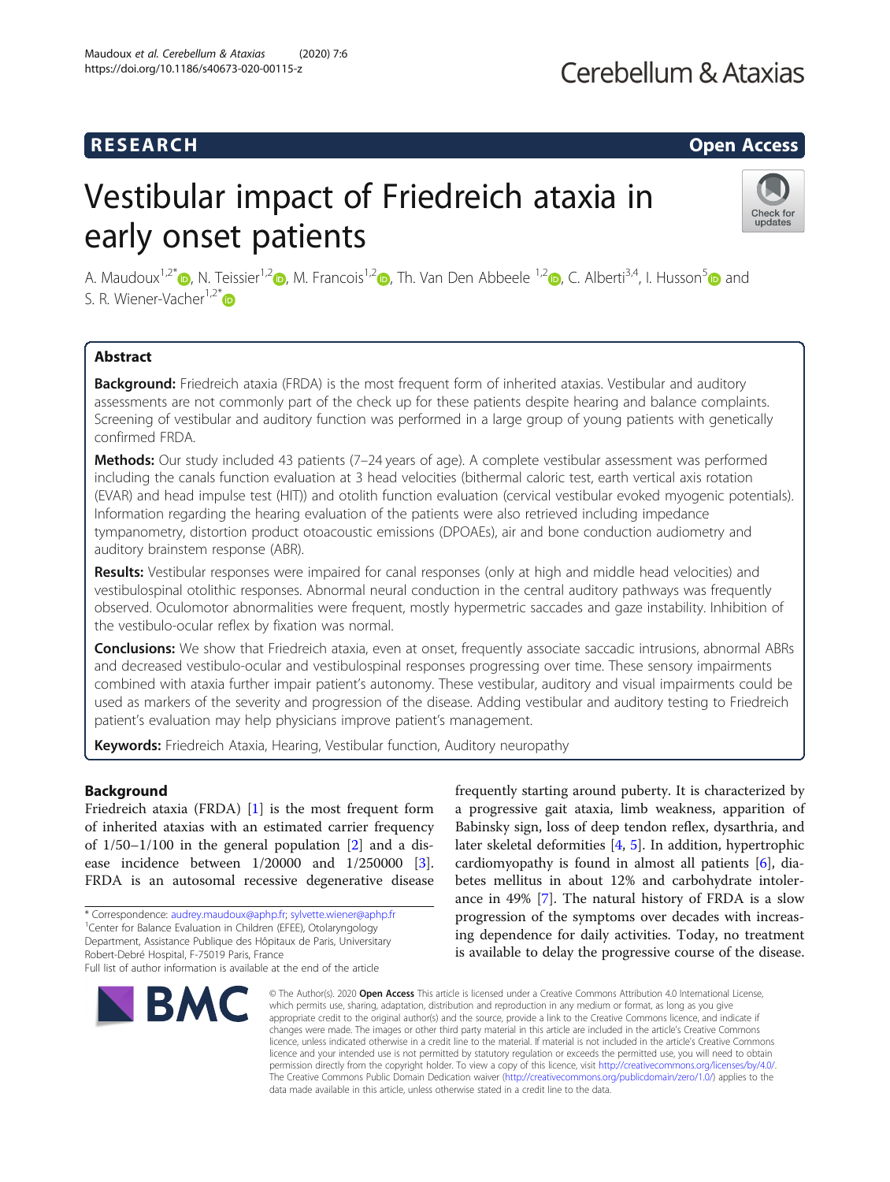RESEARCH

Open Access

# Vestibular impact of Friedreich ataxia in early onset patients

A. Maudoux[1,2*], N. Teissier[1,2], M. Francois[1,2], Th. Van Den Abbeele [1,2], C. Alberti[3,4], I. Husson[5] and S. R. Wiener-Vacher[1,2*]

## Abstract

**Background:** Friedreich ataxia (FRDA) is the most frequent form of inherited ataxias. Vestibular and auditory assessments are not commonly part of the check up for these patients despite hearing and balance complaints. Screening of vestibular and auditory function was performed in a large group of young patients with genetically confirmed FRDA.

**Methods:** Our study included 43 patients (7–24 years of age). A complete vestibular assessment was performed including the canals function evaluation at 3 head velocities (bithermal caloric test, earth vertical axis rotation (EVAR) and head impulse test (HIT)) and otolith function evaluation (cervical vestibular evoked myogenic potentials). Information regarding the hearing evaluation of the patients were also retrieved including impedance tympanometry, distortion product otoacoustic emissions (DPOAEs), air and bone conduction audiometry and auditory brainstem response (ABR).

**Results:** Vestibular responses were impaired for canal responses (only at high and middle head velocities) and vestibulospinal otolithic responses. Abnormal neural conduction in the central auditory pathways was frequently observed. Oculomotor abnormalities were frequent, mostly hypermetric saccades and gaze instability. Inhibition of the vestibulo-ocular reflex by fixation was normal.

**Conclusions:** We show that Friedreich ataxia, even at onset, frequently associate saccadic intrusions, abnormal ABRs and decreased vestibulo-ocular and vestibulospinal responses progressing over time. These sensory impairments combined with ataxia further impair patient's autonomy. These vestibular, auditory and visual impairments could be used as markers of the severity and progression of the disease. Adding vestibular and auditory testing to Friedreich patient's evaluation may help physicians improve patient's management.

**Keywords:** Friedreich Ataxia, Hearing, Vestibular function, Auditory neuropathy

## Background

Friedreich ataxia (FRDA) [1] is the most frequent form of inherited ataxias with an estimated carrier frequency of 1/50–1/100 in the general population [2] and a disease incidence between 1/20000 and 1/250000 [3]. FRDA is an autosomal recessive degenerative disease frequently starting around puberty. It is characterized by a progressive gait ataxia, limb weakness, apparition of Babinsky sign, loss of deep tendon reflex, dysarthria, and later skeletal deformities [4, 5]. In addition, hypertrophic cardiomyopathy is found in almost all patients [6], diabetes mellitus in about 12% and carbohydrate intolerance in 49% [7]. The natural history of FRDA is a slow progression of the symptoms over decades with increasing dependence for daily activities. Today, no treatment is available to delay the progressive course of the disease.

\* Correspondence: audrey.maudoux@aphp.fr; sylvette.wiener@aphp.fr
[1]Center for Balance Evaluation in Children (EFEE), Otolaryngology Department, Assistance Publique des Hôpitaux de Paris, University Robert-Debré Hospital, F-75019 Paris, France
Full list of author information is available at the end of the article

© The Author(s). 2020 **Open Access** This article is licensed under a Creative Commons Attribution 4.0 International License, which permits use, sharing, adaptation, distribution and reproduction in any medium or format, as long as you give appropriate credit to the original author(s) and the source, provide a link to the Creative Commons licence, and indicate if changes were made. The images or other third party material in this article are included in the article's Creative Commons licence, unless indicated otherwise in a credit line to the material. If material is not included in the article's Creative Commons licence and your intended use is not permitted by statutory regulation or exceeds the permitted use, you will need to obtain permission directly from the copyright holder. To view a copy of this licence, visit http://creativecommons.org/licenses/by/4.0/. The Creative Commons Public Domain Dedication waiver (http://creativecommons.org/publicdomain/zero/1.0/) applies to the data made available in this article, unless otherwise stated in a credit line to the data.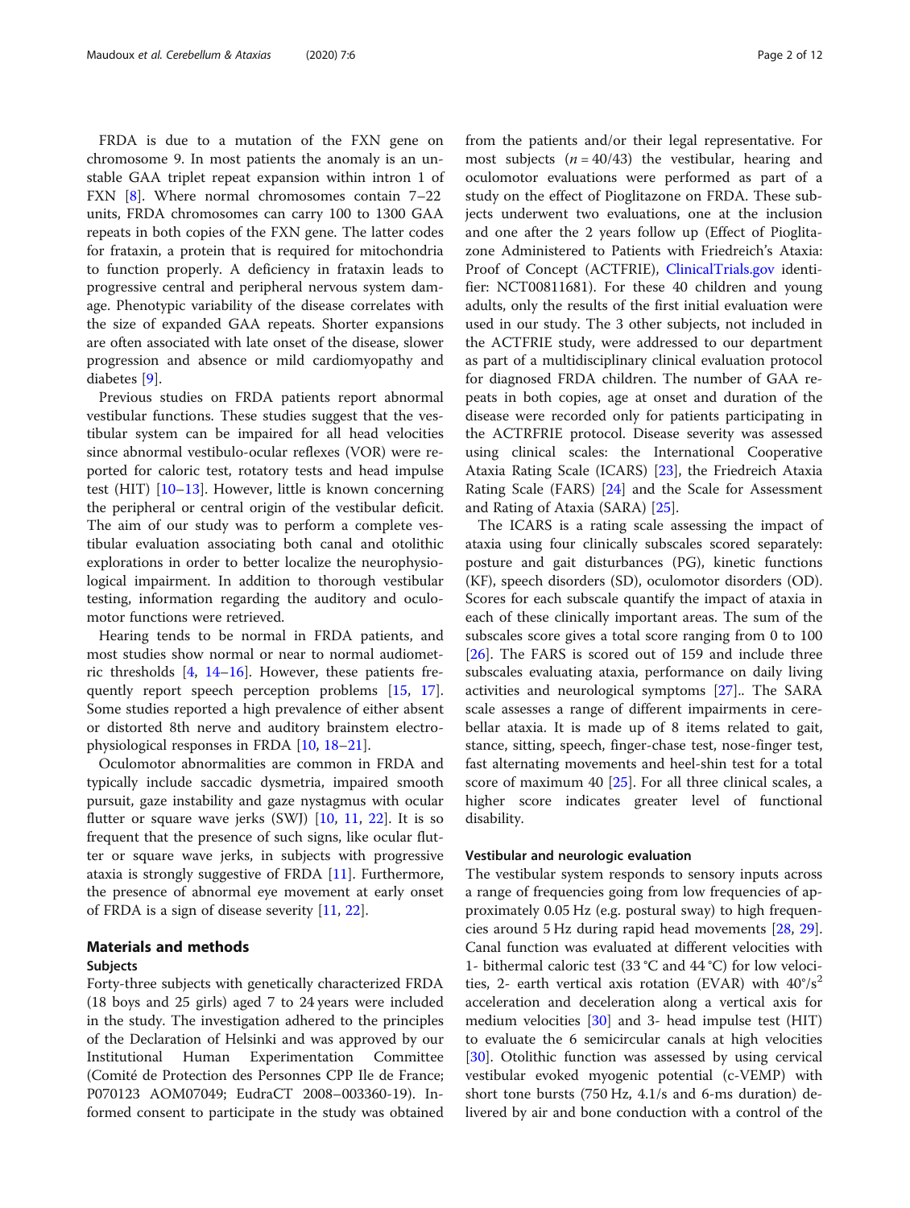FRDA is due to a mutation of the FXN gene on chromosome 9. In most patients the anomaly is an unstable GAA triplet repeat expansion within intron 1 of FXN [8]. Where normal chromosomes contain 7–22 units, FRDA chromosomes can carry 100 to 1300 GAA repeats in both copies of the FXN gene. The latter codes for frataxin, a protein that is required for mitochondria to function properly. A deficiency in frataxin leads to progressive central and peripheral nervous system damage. Phenotypic variability of the disease correlates with the size of expanded GAA repeats. Shorter expansions are often associated with late onset of the disease, slower progression and absence or mild cardiomyopathy and diabetes [9].

Previous studies on FRDA patients report abnormal vestibular functions. These studies suggest that the vestibular system can be impaired for all head velocities since abnormal vestibulo-ocular reflexes (VOR) were reported for caloric test, rotatory tests and head impulse test (HIT) [10–13]. However, little is known concerning the peripheral or central origin of the vestibular deficit. The aim of our study was to perform a complete vestibular evaluation associating both canal and otolithic explorations in order to better localize the neurophysiological impairment. In addition to thorough vestibular testing, information regarding the auditory and oculomotor functions were retrieved.

Hearing tends to be normal in FRDA patients, and most studies show normal or near to normal audiometric thresholds [4, 14–16]. However, these patients frequently report speech perception problems [15, 17]. Some studies reported a high prevalence of either absent or distorted 8th nerve and auditory brainstem electrophysiological responses in FRDA [10, 18–21].

Oculomotor abnormalities are common in FRDA and typically include saccadic dysmetria, impaired smooth pursuit, gaze instability and gaze nystagmus with ocular flutter or square wave jerks (SWJ) [10, 11, 22]. It is so frequent that the presence of such signs, like ocular flutter or square wave jerks, in subjects with progressive ataxia is strongly suggestive of FRDA [11]. Furthermore, the presence of abnormal eye movement at early onset of FRDA is a sign of disease severity [11, 22].

## Materials and methods

### Subjects

Forty-three subjects with genetically characterized FRDA (18 boys and 25 girls) aged 7 to 24 years were included in the study. The investigation adhered to the principles of the Declaration of Helsinki and was approved by our Institutional Human Experimentation Committee (Comité de Protection des Personnes CPP Ile de France; P070123 AOM07049; EudraCT 2008–003360-19). Informed consent to participate in the study was obtained from the patients and/or their legal representative. For most subjects ($n = 40/43$) the vestibular, hearing and oculomotor evaluations were performed as part of a study on the effect of Pioglitazone on FRDA. These subjects underwent two evaluations, one at the inclusion and one after the 2 years follow up (Effect of Pioglitazone Administered to Patients with Friedreich's Ataxia: Proof of Concept (ACTFRIE), ClinicalTrials.gov identifier: NCT00811681). For these 40 children and young adults, only the results of the first initial evaluation were used in our study. The 3 other subjects, not included in the ACTFRIE study, were addressed to our department as part of a multidisciplinary clinical evaluation protocol for diagnosed FRDA children. The number of GAA repeats in both copies, age at onset and duration of the disease were recorded only for patients participating in the ACTRFRIE protocol. Disease severity was assessed using clinical scales: the International Cooperative Ataxia Rating Scale (ICARS) [23], the Friedreich Ataxia Rating Scale (FARS) [24] and the Scale for Assessment and Rating of Ataxia (SARA) [25].

The ICARS is a rating scale assessing the impact of ataxia using four clinically subscales scored separately: posture and gait disturbances (PG), kinetic functions (KF), speech disorders (SD), oculomotor disorders (OD). Scores for each subscale quantify the impact of ataxia in each of these clinically important areas. The sum of the subscales score gives a total score ranging from 0 to 100 [26]. The FARS is scored out of 159 and include three subscales evaluating ataxia, performance on daily living activities and neurological symptoms [27].. The SARA scale assesses a range of different impairments in cerebellar ataxia. It is made up of 8 items related to gait, stance, sitting, speech, finger-chase test, nose-finger test, fast alternating movements and heel-shin test for a total score of maximum 40 [25]. For all three clinical scales, a higher score indicates greater level of functional disability.

### Vestibular and neurologic evaluation

The vestibular system responds to sensory inputs across a range of frequencies going from low frequencies of approximately 0.05 Hz (e.g. postural sway) to high frequencies around 5 Hz during rapid head movements [28, 29]. Canal function was evaluated at different velocities with 1- bithermal caloric test (33 °C and 44 °C) for low velocities, 2- earth vertical axis rotation (EVAR) with $40°/s^2$ acceleration and deceleration along a vertical axis for medium velocities [30] and 3- head impulse test (HIT) to evaluate the 6 semicircular canals at high velocities [30]. Otolithic function was assessed by using cervical vestibular evoked myogenic potential (c-VEMP) with short tone bursts (750 Hz, 4.1/s and 6-ms duration) delivered by air and bone conduction with a control of the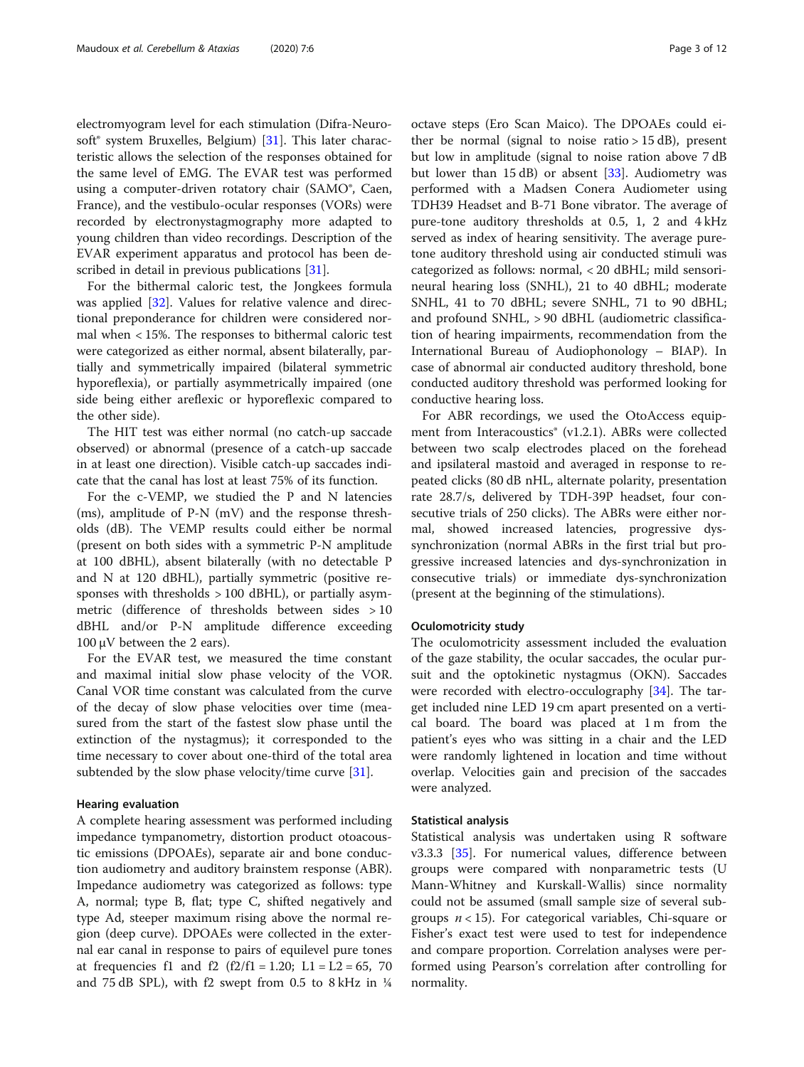electromyogram level for each stimulation (Difra-Neurosoft® system Bruxelles, Belgium) [31]. This later characteristic allows the selection of the responses obtained for the same level of EMG. The EVAR test was performed using a computer-driven rotatory chair (SAMO®, Caen, France), and the vestibulo-ocular responses (VORs) were recorded by electronystagmography more adapted to young children than video recordings. Description of the EVAR experiment apparatus and protocol has been described in detail in previous publications [31].

For the bithermal caloric test, the Jongkees formula was applied [32]. Values for relative valence and directional preponderance for children were considered normal when < 15%. The responses to bithermal caloric test were categorized as either normal, absent bilaterally, partially and symmetrically impaired (bilateral symmetric hyporeflexia), or partially asymmetrically impaired (one side being either areflexic or hyporeflexic compared to the other side).

The HIT test was either normal (no catch-up saccade observed) or abnormal (presence of a catch-up saccade in at least one direction). Visible catch-up saccades indicate that the canal has lost at least 75% of its function.

For the c-VEMP, we studied the P and N latencies (ms), amplitude of P-N (mV) and the response thresholds (dB). The VEMP results could either be normal (present on both sides with a symmetric P-N amplitude at 100 dBHL), absent bilaterally (with no detectable P and N at 120 dBHL), partially symmetric (positive responses with thresholds > 100 dBHL), or partially asymmetric (difference of thresholds between sides > 10 dBHL and/or P-N amplitude difference exceeding 100 μV between the 2 ears).

For the EVAR test, we measured the time constant and maximal initial slow phase velocity of the VOR. Canal VOR time constant was calculated from the curve of the decay of slow phase velocities over time (measured from the start of the fastest slow phase until the extinction of the nystagmus); it corresponded to the time necessary to cover about one-third of the total area subtended by the slow phase velocity/time curve [31].

### Hearing evaluation

A complete hearing assessment was performed including impedance tympanometry, distortion product otoacoustic emissions (DPOAEs), separate air and bone conduction audiometry and auditory brainstem response (ABR). Impedance audiometry was categorized as follows: type A, normal; type B, flat; type C, shifted negatively and type Ad, steeper maximum rising above the normal region (deep curve). DPOAEs were collected in the external ear canal in response to pairs of equilevel pure tones at frequencies f1 and f2 ($f2/f1 = 1.20$; $L1 = L2 = 65$, 70 and 75 dB SPL), with f2 swept from 0.5 to 8 kHz in ¼ octave steps (Ero Scan Maico). The DPOAEs could either be normal (signal to noise ratio > 15 dB), present but low in amplitude (signal to noise ration above 7 dB but lower than 15 dB) or absent [33]. Audiometry was performed with a Madsen Conera Audiometer using TDH39 Headset and B-71 Bone vibrator. The average of pure-tone auditory thresholds at 0.5, 1, 2 and 4 kHz served as index of hearing sensitivity. The average pure-tone auditory threshold using air conducted stimuli was categorized as follows: normal, < 20 dBHL; mild sensorineural hearing loss (SNHL), 21 to 40 dBHL; moderate SNHL, 41 to 70 dBHL; severe SNHL, 71 to 90 dBHL; and profound SNHL, > 90 dBHL (audiometric classification of hearing impairments, recommendation from the International Bureau of Audiophonology – BIAP). In case of abnormal air conducted auditory threshold, bone conducted auditory threshold was performed looking for conductive hearing loss.

For ABR recordings, we used the OtoAccess equipment from Interacoustics® (v1.2.1). ABRs were collected between two scalp electrodes placed on the forehead and ipsilateral mastoid and averaged in response to repeated clicks (80 dB nHL, alternate polarity, presentation rate 28.7/s, delivered by TDH-39P headset, four consecutive trials of 250 clicks). The ABRs were either normal, showed increased latencies, progressive dys-synchronization (normal ABRs in the first trial but progressive increased latencies and dys-synchronization in consecutive trials) or immediate dys-synchronization (present at the beginning of the stimulations).

### Oculomotricity study

The oculomotricity assessment included the evaluation of the gaze stability, the ocular saccades, the ocular pursuit and the optokinetic nystagmus (OKN). Saccades were recorded with electro-occulography [34]. The target included nine LED 19 cm apart presented on a vertical board. The board was placed at 1 m from the patient's eyes who was sitting in a chair and the LED were randomly lightened in location and time without overlap. Velocities gain and precision of the saccades were analyzed.

### Statistical analysis

Statistical analysis was undertaken using R software v3.3.3 [35]. For numerical values, difference between groups were compared with nonparametric tests (U Mann-Whitney and Kurskall-Wallis) since normality could not be assumed (small sample size of several subgroups $n < 15$). For categorical variables, Chi-square or Fisher's exact test were used to test for independence and compare proportion. Correlation analyses were performed using Pearson's correlation after controlling for normality.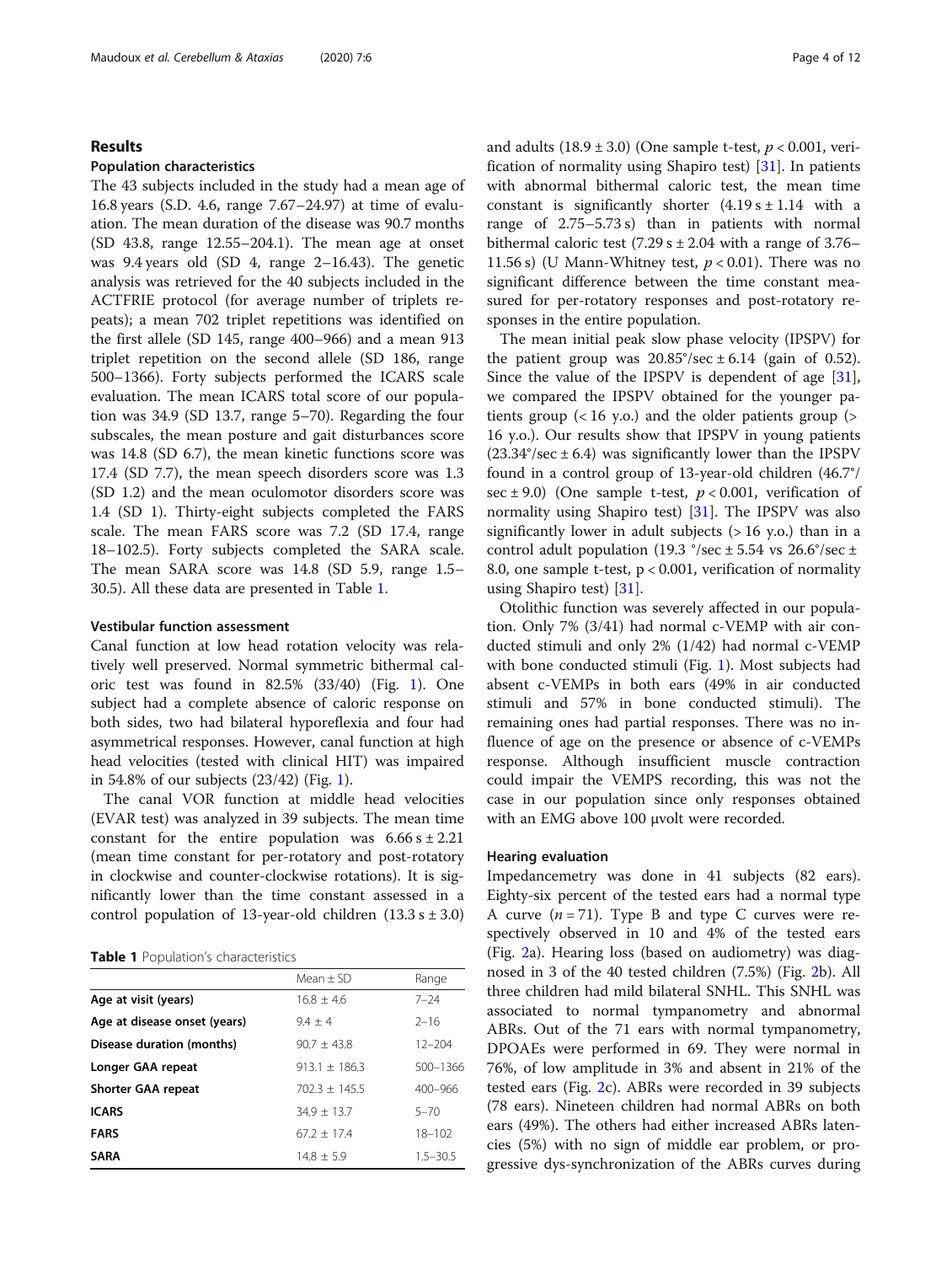## Results

### Population characteristics

The 43 subjects included in the study had a mean age of 16.8 years (S.D. 4.6, range 7.67–24.97) at time of evaluation. The mean duration of the disease was 90.7 months (SD 43.8, range 12.55–204.1). The mean age at onset was 9.4 years old (SD 4, range 2–16.43). The genetic analysis was retrieved for the 40 subjects included in the ACTFRIE protocol (for average number of triplets repeats); a mean 702 triplet repetitions was identified on the first allele (SD 145, range 400–966) and a mean 913 triplet repetition on the second allele (SD 186, range 500–1366). Forty subjects performed the ICARS scale evaluation. The mean ICARS total score of our population was 34.9 (SD 13.7, range 5–70). Regarding the four subscales, the mean posture and gait disturbances score was 14.8 (SD 6.7), the mean kinetic functions score was 17.4 (SD 7.7), the mean speech disorders score was 1.3 (SD 1.2) and the mean oculomotor disorders score was 1.4 (SD 1). Thirty-eight subjects completed the FARS scale. The mean FARS score was 7.2 (SD 17.4, range 18–102.5). Forty subjects completed the SARA scale. The mean SARA score was 14.8 (SD 5.9, range 1.5–30.5). All these data are presented in Table 1.

### Vestibular function assessment

Canal function at low head rotation velocity was relatively well preserved. Normal symmetric bithermal caloric test was found in 82.5% (33/40) (Fig. 1). One subject had a complete absence of caloric response on both sides, two had bilateral hyporeflexia and four had asymmetrical responses. However, canal function at high head velocities (tested with clinical HIT) was impaired in 54.8% of our subjects (23/42) (Fig. 1).

The canal VOR function at middle head velocities (EVAR test) was analyzed in 39 subjects. The mean time constant for the entire population was 6.66 s ± 2.21 (mean time constant for per-rotatory and post-rotatory in clockwise and counter-clockwise rotations). It is significantly lower than the time constant assessed in a control population of 13-year-old children (13.3 s ± 3.0) and adults (18.9 ± 3.0) (One sample t-test, $p < 0.001$, verification of normality using Shapiro test) [31]. In patients with abnormal bithermal caloric test, the mean time constant is significantly shorter (4.19 s ± 1.14 with a range of 2.75–5.73 s) than in patients with normal bithermal caloric test (7.29 s ± 2.04 with a range of 3.76–11.56 s) (U Mann-Whitney test, $p < 0.01$). There was no significant difference between the time constant measured for per-rotatory responses and post-rotatory responses in the entire population.

The mean initial peak slow phase velocity (IPSPV) for the patient group was 20.85°/sec ± 6.14 (gain of 0.52). Since the value of the IPSPV is dependent of age [31], we compared the IPSPV obtained for the younger patients group (< 16 y.o.) and the older patients group (> 16 y.o.). Our results show that IPSPV in young patients (23.34°/sec ± 6.4) was significantly lower than the IPSPV found in a control group of 13-year-old children (46.7°/sec ± 9.0) (One sample t-test, $p < 0.001$, verification of normality using Shapiro test) [31]. The IPSPV was also significantly lower in adult subjects (> 16 y.o.) than in a control adult population (19.3 °/sec ± 5.54 vs 26.6°/sec ± 8.0, one sample t-test, $p < 0.001$, verification of normality using Shapiro test) [31].

Otolithic function was severely affected in our population. Only 7% (3/41) had normal c-VEMP with air conducted stimuli and only 2% (1/42) had normal c-VEMP with bone conducted stimuli (Fig. 1). Most subjects had absent c-VEMPs in both ears (49% in air conducted stimuli and 57% in bone conducted stimuli). The remaining ones had partial responses. There was no influence of age on the presence or absence of c-VEMPs response. Although insufficient muscle contraction could impair the VEMPS recording, this was not the case in our population since only responses obtained with an EMG above 100 μvolt were recorded.

**Table 1** Population's characteristics

| | Mean ± SD | Range |
|---|---|---|
| **Age at visit (years)** | 16.8 ± 4.6 | 7–24 |
| **Age at disease onset (years)** | 9.4 ± 4 | 2–16 |
| **Disease duration (months)** | 90.7 ± 43.8 | 12–204 |
| **Longer GAA repeat** | 913.1 ± 186.3 | 500–1366 |
| **Shorter GAA repeat** | 702.3 ± 145.5 | 400–966 |
| **ICARS** | 34.9 ± 13.7 | 5–70 |
| **FARS** | 67.2 ± 17.4 | 18–102 |
| **SARA** | 14.8 ± 5.9 | 1.5–30.5 |

### Hearing evaluation

Impedancemetry was done in 41 subjects (82 ears). Eighty-six percent of the tested ears had a normal type A curve ($n = 71$). Type B and type C curves were respectively observed in 10 and 4% of the tested ears (Fig. 2a). Hearing loss (based on audiometry) was diagnosed in 3 of the 40 tested children (7.5%) (Fig. 2b). All three children had mild bilateral SNHL. This SNHL was associated to normal tympanometry and abnormal ABRs. Out of the 71 ears with normal tympanometry, DPOAEs were performed in 69. They were normal in 76%, of low amplitude in 3% and absent in 21% of the tested ears (Fig. 2c). ABRs were recorded in 39 subjects (78 ears). Nineteen children had normal ABRs on both ears (49%). The others had either increased ABRs latencies (5%) with no sign of middle ear problem, or progressive dys-synchronization of the ABRs curves during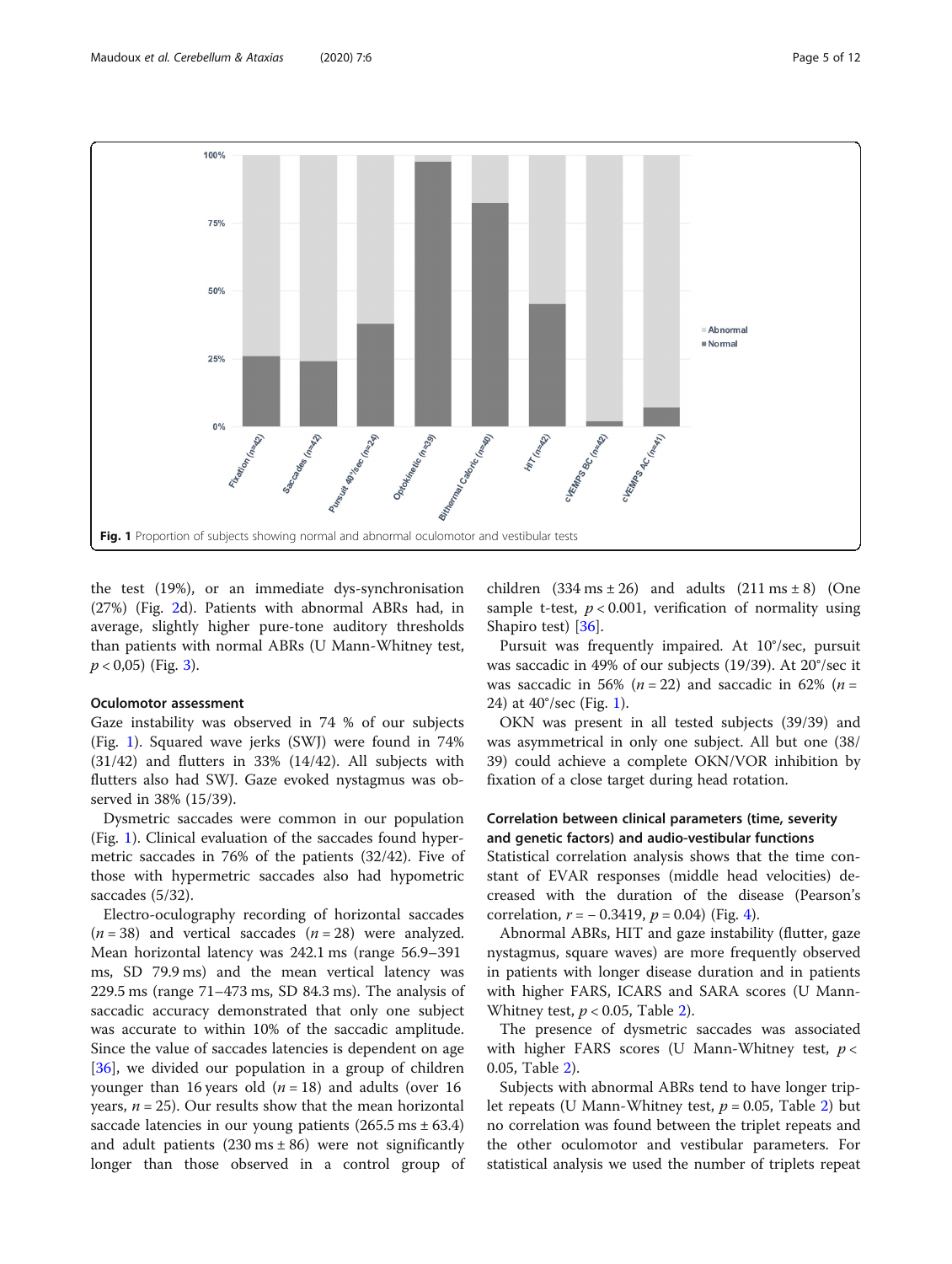Fig. 1 Proportion of subjects showing normal and abnormal oculomotor and vestibular tests

the test (19%), or an immediate dys-synchronisation (27%) (Fig. 2d). Patients with abnormal ABRs had, in average, slightly higher pure-tone auditory thresholds than patients with normal ABRs (U Mann-Whitney test, $p < 0{,}05$) (Fig. 3).

### Oculomotor assessment

Gaze instability was observed in 74 % of our subjects (Fig. 1). Squared wave jerks (SWJ) were found in 74% (31/42) and flutters in 33% (14/42). All subjects with flutters also had SWJ. Gaze evoked nystagmus was observed in 38% (15/39).

Dysmetric saccades were common in our population (Fig. 1). Clinical evaluation of the saccades found hypermetric saccades in 76% of the patients (32/42). Five of those with hypermetric saccades also had hypometric saccades (5/32).

Electro-oculography recording of horizontal saccades ($n = 38$) and vertical saccades ($n = 28$) were analyzed. Mean horizontal latency was 242.1 ms (range 56.9–391 ms, SD 79.9 ms) and the mean vertical latency was 229.5 ms (range 71–473 ms, SD 84.3 ms). The analysis of saccadic accuracy demonstrated that only one subject was accurate to within 10% of the saccadic amplitude. Since the value of saccades latencies is dependent on age [36], we divided our population in a group of children younger than 16 years old ($n = 18$) and adults (over 16 years, $n = 25$). Our results show that the mean horizontal saccade latencies in our young patients (265.5 ms ± 63.4) and adult patients (230 ms ± 86) were not significantly longer than those observed in a control group of children (334 ms ± 26) and adults (211 ms ± 8) (One sample t-test, $p < 0.001$, verification of normality using Shapiro test) [36].

Pursuit was frequently impaired. At 10°/sec, pursuit was saccadic in 49% of our subjects (19/39). At 20°/sec it was saccadic in 56% ($n = 22$) and saccadic in 62% ($n = 24$) at 40°/sec (Fig. 1).

OKN was present in all tested subjects (39/39) and was asymmetrical in only one subject. All but one (38/39) could achieve a complete OKN/VOR inhibition by fixation of a close target during head rotation.

### Correlation between clinical parameters (time, severity and genetic factors) and audio-vestibular functions

Statistical correlation analysis shows that the time constant of EVAR responses (middle head velocities) decreased with the duration of the disease (Pearson's correlation, $r = -0.3419$, $p = 0.04$) (Fig. 4).

Abnormal ABRs, HIT and gaze instability (flutter, gaze nystagmus, square waves) are more frequently observed in patients with longer disease duration and in patients with higher FARS, ICARS and SARA scores (U Mann-Whitney test, $p < 0.05$, Table 2).

The presence of dysmetric saccades was associated with higher FARS scores (U Mann-Whitney test, $p < 0.05$, Table 2).

Subjects with abnormal ABRs tend to have longer triplet repeats (U Mann-Whitney test, $p = 0.05$, Table 2) but no correlation was found between the triplet repeats and the other oculomotor and vestibular parameters. For statistical analysis we used the number of triplets repeat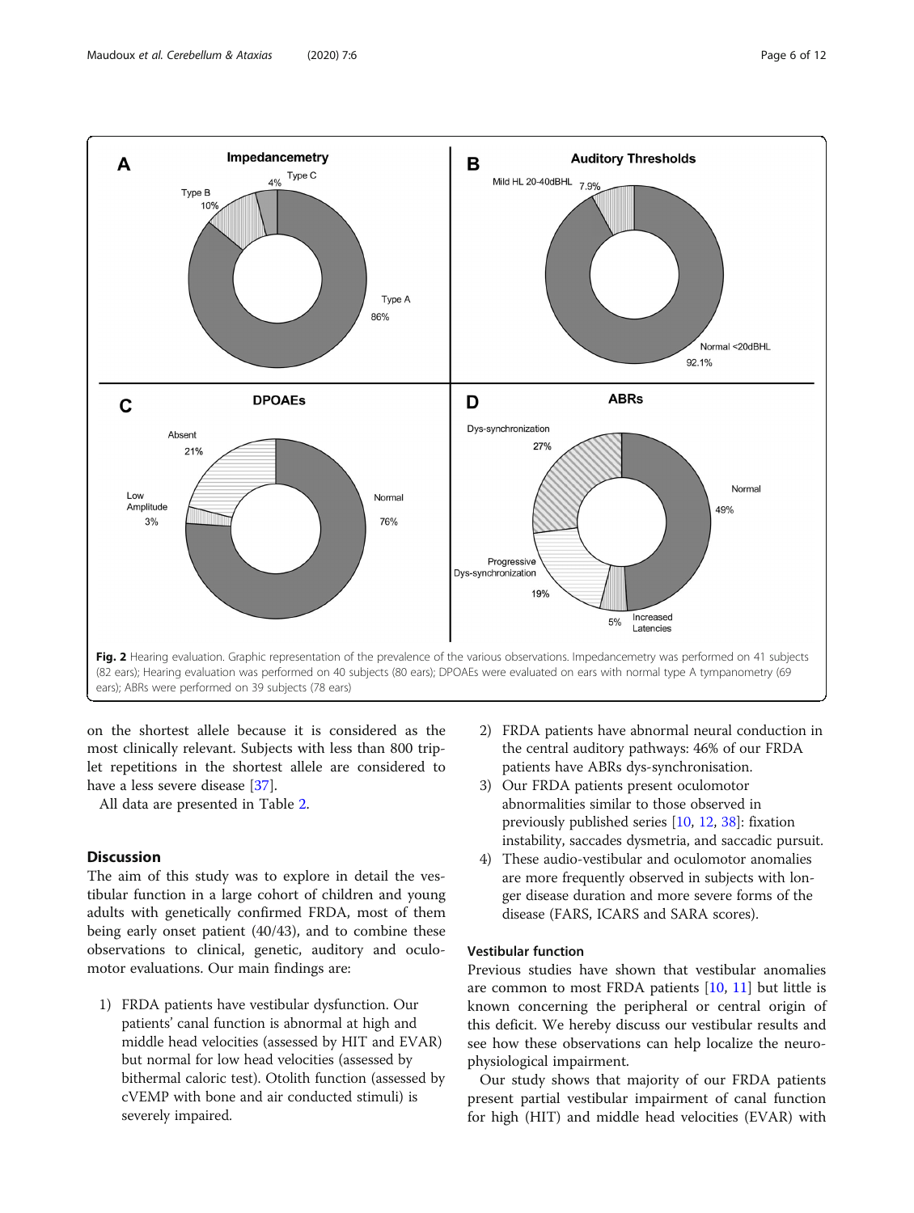Fig. 2 Hearing evaluation. Graphic representation of the prevalence of the various observations. Impedancemetry was performed on 41 subjects (82 ears); Hearing evaluation was performed on 40 subjects (80 ears); DPOAEs were evaluated on ears with normal type A tympanometry (69 ears); ABRs were performed on 39 subjects (78 ears)

on the shortest allele because it is considered as the most clinically relevant. Subjects with less than 800 triplet repetitions in the shortest allele are considered to have a less severe disease [37].

All data are presented in Table 2.

## Discussion

The aim of this study was to explore in detail the vestibular function in a large cohort of children and young adults with genetically confirmed FRDA, most of them being early onset patient (40/43), and to combine these observations to clinical, genetic, auditory and oculomotor evaluations. Our main findings are:

1) FRDA patients have vestibular dysfunction. Our patients' canal function is abnormal at high and middle head velocities (assessed by HIT and EVAR) but normal for low head velocities (assessed by bithermal caloric test). Otolith function (assessed by cVEMP with bone and air conducted stimuli) is severely impaired.
2) FRDA patients have abnormal neural conduction in the central auditory pathways: 46% of our FRDA patients have ABRs dys-synchronisation.
3) Our FRDA patients present oculomotor abnormalities similar to those observed in previously published series [10, 12, 38]: fixation instability, saccades dysmetria, and saccadic pursuit.
4) These audio-vestibular and oculomotor anomalies are more frequently observed in subjects with longer disease duration and more severe forms of the disease (FARS, ICARS and SARA scores).

### Vestibular function

Previous studies have shown that vestibular anomalies are common to most FRDA patients [10, 11] but little is known concerning the peripheral or central origin of this deficit. We hereby discuss our vestibular results and see how these observations can help localize the neurophysiological impairment.

Our study shows that majority of our FRDA patients present partial vestibular impairment of canal function for high (HIT) and middle head velocities (EVAR) with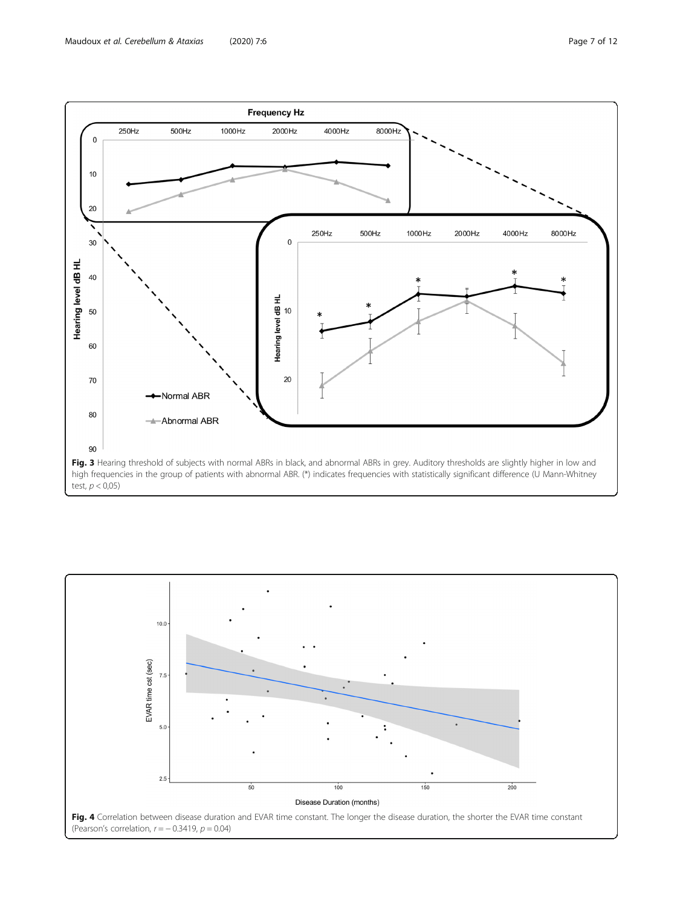**Fig. 3** Hearing threshold of subjects with normal ABRs in black, and abnormal ABRs in grey. Auditory thresholds are slightly higher in low and high frequencies in the group of patients with abnormal ABR. (*) indicates frequencies with statistically significant difference (U Mann-Whitney test, $p < 0{,}05$)

**Fig. 4** Correlation between disease duration and EVAR time constant. The longer the disease duration, the shorter the EVAR time constant (Pearson's correlation, $r = -0.3419$, $p = 0.04$)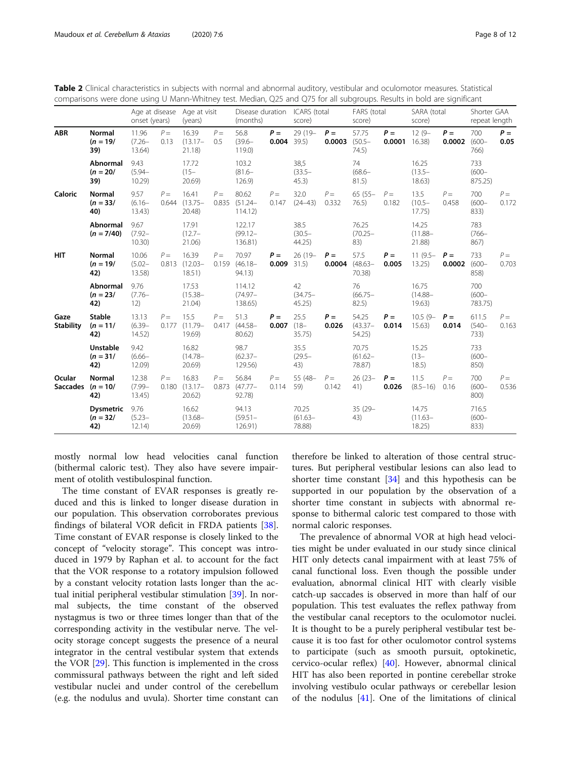**Table 2** Clinical characteristics in subjects with normal and abnormal auditory, vestibular and oculomotor measures. Statistical comparisons were done using U Mann-Whitney test. Median, Q25 and Q75 for all subgroups. Results in bold are significant

| | | Age at disease onset (years) | | Age at visit (years) | | Disease duration (months) | | ICARS (total score) | | FARS (total score) | | SARA (total score) | | Shorter GAA repeat length | |
|---|---|---|---|---|---|---|---|---|---|---|---|---|---|---|---|
| **ABR** | **Normal ($n$ = 19/ 39)** | 11.96 (7.26–13.64) | $P$ = 0.13 | 16.39 (13.17–21.18) | $P$ = 0.5 | 56.8 (39.6–119.0) | **$P$ = 0.004** | 29 (19–39.5) | **$P$ = 0.0003** | 57.75 (50.5–74.5) | **$P$ = 0.0001** | 12 (9–16.38) | **$P$ = 0.0002** | 700 (600–766) | **$P$ = 0.05** |
| | **Abnormal ($n$ = 20/ 39)** | 9.43 (5.94–10.29) | | 17.72 (15–20.69) | | 103.2 (81.6–126.9) | | 38,5 (33.5–45.3) | | 74 (68.6–81.5) | | 16.25 (13.5–18.63) | | 733 (600–875.25) | |
| **Caloric** | **Normal ($n$ = 33/ 40)** | 9.57 (6.16–13.43) | $P$ = 0.644 | 16.41 (13.75–20.48) | $P$ = 0.835 | 80.62 (51.24–114.12) | $P$ = 0.147 | 32.0 (24–43) | $P$ = 0.332 | 65 (55–76.5) | $P$ = 0.182 | 13.5 (10.5–17.75) | $P$ = 0.458 | 700 (600–833) | $P$ = 0.172 |
| | **Abnormal ($n$ = 7/40)** | 9.67 (7.92–10.30) | | 17.91 (12.7–21.06) | | 122.17 (99.12–136.81) | | 38.5 (30.5–44.25) | | 76.25 (70.25–83) | | 14.25 (11.88–21.88) | | 783 (766–867) | |
| **HIT** | **Normal ($n$ = 19/ 42)** | 10.06 (5.02–13.58) | $P$ = 0.813 | 16.39 (12.03–18.51) | $P$ = 0.159 | 70.97 (46.18–94.13) | **$P$ = 0.009** | 26 (19–31.5) | **$P$ = 0.0004** | 57.5 (48.63–70.38) | **$P$ = 0.005** | 11 (9.5–13.25) | **$P$ = 0.0002** | 733 (600–858) | $P$ = 0.703 |
| | **Abnormal ($n$ = 23/ 42)** | 9.76 (7.76–12) | | 17.53 (15.38–21.04) | | 114.12 (74.97–138.65) | | 42 (34.75–45.25) | | 76 (66.75–82.5) | | 16.75 (14.88–19.63) | | 700 (600–783.75) | |
| **Gaze Stability** | **Stable ($n$ = 11/ 42)** | 13.13 (6.39–14.52) | $P$ = 0.177 | 15.5 (11.79–19.69) | $P$ = 0.417 | 51.3 (44.58–80.62) | **$P$ = 0.007** | 25.5 (18–35.75) | **$P$ = 0.026** | 54.25 (43.37–54.25) | **$P$ = 0.014** | 10.5 (9–15.63) | **$P$ = 0.014** | 611.5 (540–733) | $P$ = 0.163 |
| | **Unstable ($n$ = 31/ 42)** | 9.42 (6.66–12.09) | | 16.82 (14.78–20.69) | | 98.7 (62.37–129.56) | | 35.5 (29.5–43) | | 70.75 (61.62–78.87) | | 15.25 (13–18.5) | | 733 (600–850) | |
| **Ocular Saccades** | **Normal ($n$ = 10/ 42)** | 12.38 (7.99–13.45) | $P$ = 0.180 | 16.83 (13.17–20.62) | $P$ = 0.873 | 56.84 (47.77–92.78) | $P$ = 0.114 | 55 (48–59) | $P$ = 0.142 | 26 (23–41) | **$P$ = 0.026** | 11.5 (8.5–16) | $P$ = 0.16 | 700 (600–800) | $P$ = 0.536 |
| | **Dysmetric ($n$ = 32/ 42)** | 9.76 (5.23–12.14) | | 16.62 (13.68–20.69) | | 94.13 (59.51–126.91) | | 70.25 (61.63–78.88) | | 35 (29–43) | | 14.75 (11.63–18.25) | | 716.5 (600–833) | |

mostly normal low head velocities canal function (bithermal caloric test). They also have severe impairment of otolith vestibulospinal function.

The time constant of EVAR responses is greatly reduced and this is linked to longer disease duration in our population. This observation corroborates previous findings of bilateral VOR deficit in FRDA patients [38]. Time constant of EVAR response is closely linked to the concept of "velocity storage". This concept was introduced in 1979 by Raphan et al. to account for the fact that the VOR response to a rotatory impulsion followed by a constant velocity rotation lasts longer than the actual initial peripheral vestibular stimulation [39]. In normal subjects, the time constant of the observed nystagmus is two or three times longer than that of the corresponding activity in the vestibular nerve. The velocity storage concept suggests the presence of a neural integrator in the central vestibular system that extends the VOR [29]. This function is implemented in the cross commissural pathways between the right and left sided vestibular nuclei and under control of the cerebellum (e.g. the nodulus and uvula). Shorter time constant can therefore be linked to alteration of those central structures. But peripheral vestibular lesions can also lead to shorter time constant [34] and this hypothesis can be supported in our population by the observation of a shorter time constant in subjects with abnormal response to bithermal caloric test compared to those with normal caloric responses.

The prevalence of abnormal VOR at high head velocities might be under evaluated in our study since clinical HIT only detects canal impairment with at least 75% of canal functional loss. Even though the possible under evaluation, abnormal clinical HIT with clearly visible catch-up saccades is observed in more than half of our population. This test evaluates the reflex pathway from the vestibular canal receptors to the oculomotor nuclei. It is thought to be a purely peripheral vestibular test because it is too fast for other oculomotor control systems to participate (such as smooth pursuit, optokinetic, cervico-ocular reflex) [40]. However, abnormal clinical HIT has also been reported in pontine cerebellar stroke involving vestibulo ocular pathways or cerebellar lesion of the nodulus [41]. One of the limitations of clinical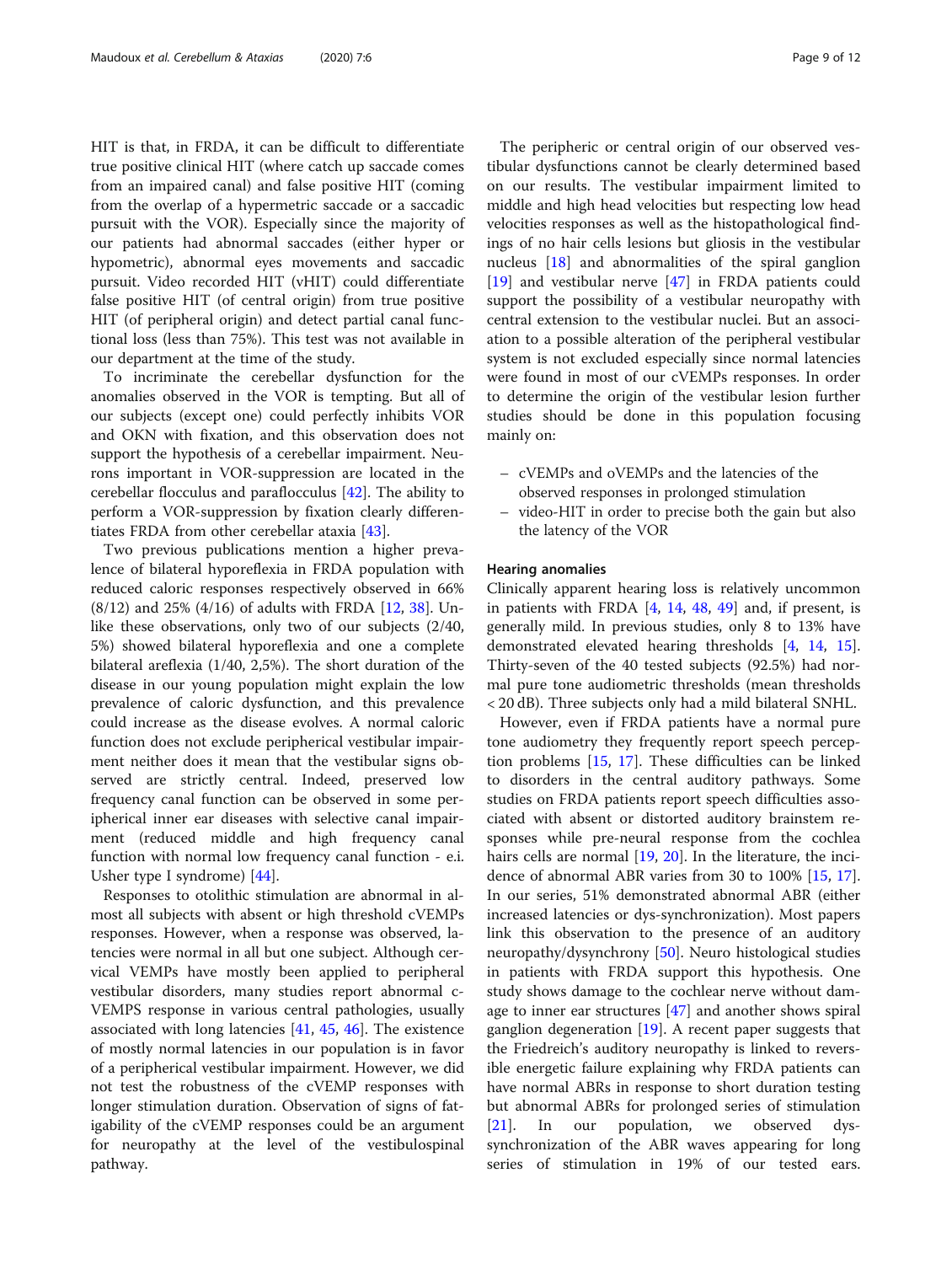HIT is that, in FRDA, it can be difficult to differentiate true positive clinical HIT (where catch up saccade comes from an impaired canal) and false positive HIT (coming from the overlap of a hypermetric saccade or a saccadic pursuit with the VOR). Especially since the majority of our patients had abnormal saccades (either hyper or hypometric), abnormal eyes movements and saccadic pursuit. Video recorded HIT (vHIT) could differentiate false positive HIT (of central origin) from true positive HIT (of peripheral origin) and detect partial canal functional loss (less than 75%). This test was not available in our department at the time of the study.

To incriminate the cerebellar dysfunction for the anomalies observed in the VOR is tempting. But all of our subjects (except one) could perfectly inhibits VOR and OKN with fixation, and this observation does not support the hypothesis of a cerebellar impairment. Neurons important in VOR-suppression are located in the cerebellar flocculus and paraflocculus [42]. The ability to perform a VOR-suppression by fixation clearly differentiates FRDA from other cerebellar ataxia [43].

Two previous publications mention a higher prevalence of bilateral hyporeflexia in FRDA population with reduced caloric responses respectively observed in 66% (8/12) and 25% (4/16) of adults with FRDA [12, 38]. Unlike these observations, only two of our subjects (2/40, 5%) showed bilateral hyporeflexia and one a complete bilateral areflexia (1/40, 2,5%). The short duration of the disease in our young population might explain the low prevalence of caloric dysfunction, and this prevalence could increase as the disease evolves. A normal caloric function does not exclude peripherical vestibular impairment neither does it mean that the vestibular signs observed are strictly central. Indeed, preserved low frequency canal function can be observed in some peripherical inner ear diseases with selective canal impairment (reduced middle and high frequency canal function with normal low frequency canal function - e.i. Usher type I syndrome) [44].

Responses to otolithic stimulation are abnormal in almost all subjects with absent or high threshold cVEMPs responses. However, when a response was observed, latencies were normal in all but one subject. Although cervical VEMPs have mostly been applied to peripheral vestibular disorders, many studies report abnormal c-VEMPS response in various central pathologies, usually associated with long latencies [41, 45, 46]. The existence of mostly normal latencies in our population is in favor of a peripheral vestibular impairment. However, we did not test the robustness of the cVEMP responses with longer stimulation duration. Observation of signs of fatigability of the cVEMP responses could be an argument for neuropathy at the level of the vestibulospinal pathway.

The peripheric or central origin of our observed vestibular dysfunctions cannot be clearly determined based on our results. The vestibular impairment limited to middle and high head velocities but respecting low head velocities responses as well as the histopathological findings of no hair cells lesions but gliosis in the vestibular nucleus [18] and abnormalities of the spiral ganglion [19] and vestibular nerve [47] in FRDA patients could support the possibility of a vestibular neuropathy with central extension to the vestibular nuclei. But an association to a possible alteration of the peripheral vestibular system is not excluded especially since normal latencies were found in most of our cVEMPs responses. In order to determine the origin of the vestibular lesion further studies should be done in this population focusing mainly on:

- cVEMPs and oVEMPs and the latencies of the observed responses in prolonged stimulation
- video-HIT in order to precise both the gain but also the latency of the VOR

#### Hearing anomalies

Clinically apparent hearing loss is relatively uncommon in patients with FRDA [4, 14, 48, 49] and, if present, is generally mild. In previous studies, only 8 to 13% have demonstrated elevated hearing thresholds [4, 14, 15]. Thirty-seven of the 40 tested subjects (92.5%) had normal pure tone audiometric thresholds (mean thresholds < 20 dB). Three subjects only had a mild bilateral SNHL.

However, even if FRDA patients have a normal pure tone audiometry they frequently report speech perception problems [15, 17]. These difficulties can be linked to disorders in the central auditory pathways. Some studies on FRDA patients report speech difficulties associated with absent or distorted auditory brainstem responses while pre-neural response from the cochlea hairs cells are normal [19, 20]. In the literature, the incidence of abnormal ABR varies from 30 to 100% [15, 17]. In our series, 51% demonstrated abnormal ABR (either increased latencies or dys-synchronization). Most papers link this observation to the presence of an auditory neuropathy/dysynchrony [50]. Neuro histological studies in patients with FRDA support this hypothesis. One study shows damage to the cochlear nerve without damage to inner ear structures [47] and another shows spiral ganglion degeneration [19]. A recent paper suggests that the Friedreich's auditory neuropathy is linked to reversible energetic failure explaining why FRDA patients can have normal ABRs in response to short duration testing but abnormal ABRs for prolonged series of stimulation [21]. In our population, we observed dys-synchronization of the ABR waves appearing for long series of stimulation in 19% of our tested ears.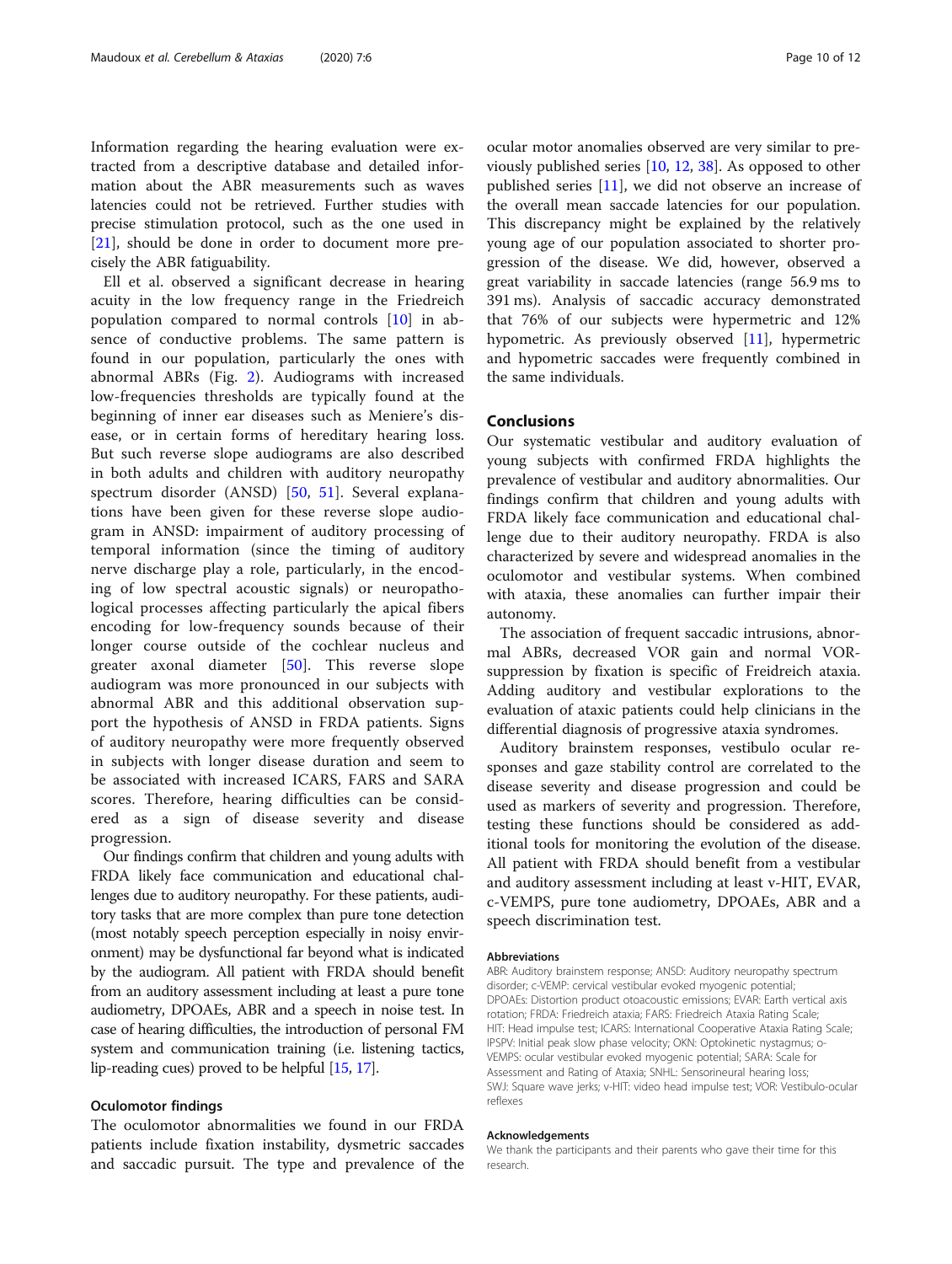Information regarding the hearing evaluation were extracted from a descriptive database and detailed information about the ABR measurements such as waves latencies could not be retrieved. Further studies with precise stimulation protocol, such as the one used in [21], should be done in order to document more precisely the ABR fatiguability.

Ell et al. observed a significant decrease in hearing acuity in the low frequency range in the Friedreich population compared to normal controls [10] in absence of conductive problems. The same pattern is found in our population, particularly the ones with abnormal ABRs (Fig. 2). Audiograms with increased low-frequencies thresholds are typically found at the beginning of inner ear diseases such as Meniere's disease, or in certain forms of hereditary hearing loss. But such reverse slope audiograms are also described in both adults and children with auditory neuropathy spectrum disorder (ANSD) [50, 51]. Several explanations have been given for these reverse slope audiogram in ANSD: impairment of auditory processing of temporal information (since the timing of auditory nerve discharge play a role, particularly, in the encoding of low spectral acoustic signals) or neuropathological processes affecting particularly the apical fibers encoding for low-frequency sounds because of their longer course outside of the cochlear nucleus and greater axonal diameter [50]. This reverse slope audiogram was more pronounced in our subjects with abnormal ABR and this additional observation support the hypothesis of ANSD in FRDA patients. Signs of auditory neuropathy were more frequently observed in subjects with longer disease duration and seem to be associated with increased ICARS, FARS and SARA scores. Therefore, hearing difficulties can be considered as a sign of disease severity and disease progression.

Our findings confirm that children and young adults with FRDA likely face communication and educational challenges due to auditory neuropathy. For these patients, auditory tasks that are more complex than pure tone detection (most notably speech perception especially in noisy environment) may be dysfunctional far beyond what is indicated by the audiogram. All patient with FRDA should benefit from an auditory assessment including at least a pure tone audiometry, DPOAEs, ABR and a speech in noise test. In case of hearing difficulties, the introduction of personal FM system and communication training (i.e. listening tactics, lip-reading cues) proved to be helpful [15, 17].

### Oculomotor findings

The oculomotor abnormalities we found in our FRDA patients include fixation instability, dysmetric saccades and saccadic pursuit. The type and prevalence of the ocular motor anomalies observed are very similar to previously published series [10, 12, 38]. As opposed to other published series [11], we did not observe an increase of the overall mean saccade latencies for our population. This discrepancy might be explained by the relatively young age of our population associated to shorter progression of the disease. We did, however, observed a great variability in saccade latencies (range 56.9 ms to 391 ms). Analysis of saccadic accuracy demonstrated that 76% of our subjects were hypermetric and 12% hypometric. As previously observed [11], hypermetric and hypometric saccades were frequently combined in the same individuals.

## Conclusions

Our systematic vestibular and auditory evaluation of young subjects with confirmed FRDA highlights the prevalence of vestibular and auditory abnormalities. Our findings confirm that children and young adults with FRDA likely face communication and educational challenge due to their auditory neuropathy. FRDA is also characterized by severe and widespread anomalies in the oculomotor and vestibular systems. When combined with ataxia, these anomalies can further impair their autonomy.

The association of frequent saccadic intrusions, abnormal ABRs, decreased VOR gain and normal VOR-suppression by fixation is specific of Freidreich ataxia. Adding auditory and vestibular explorations to the evaluation of ataxic patients could help clinicians in the differential diagnosis of progressive ataxia syndromes.

Auditory brainstem responses, vestibulo ocular responses and gaze stability control are correlated to the disease severity and disease progression and could be used as markers of severity and progression. Therefore, testing these functions should be considered as additional tools for monitoring the evolution of the disease. All patient with FRDA should benefit from a vestibular and auditory assessment including at least v-HIT, EVAR, c-VEMPS, pure tone audiometry, DPOAEs, ABR and a speech discrimination test.

#### Abbreviations

ABR: Auditory brainstem response; ANSD: Auditory neuropathy spectrum disorder; c-VEMP: cervical vestibular evoked myogenic potential; DPOAEs: Distortion product otoacoustic emissions; EVAR: Earth vertical axis rotation; FRDA: Friedreich ataxia; FARS: Friedreich Ataxia Rating Scale; HIT: Head impulse test; ICARS: International Cooperative Ataxia Rating Scale; IPSPV: Initial peak slow phase velocity; OKN: Optokinetic nystagmus; o-VEMPS: ocular vestibular evoked myogenic potential; SARA: Scale for Assessment and Rating of Ataxia; SNHL: Sensorineural hearing loss; SWJ: Square wave jerks; v-HIT: video head impulse test; VOR: Vestibulo-ocular reflexes

#### Acknowledgements

We thank the participants and their parents who gave their time for this research.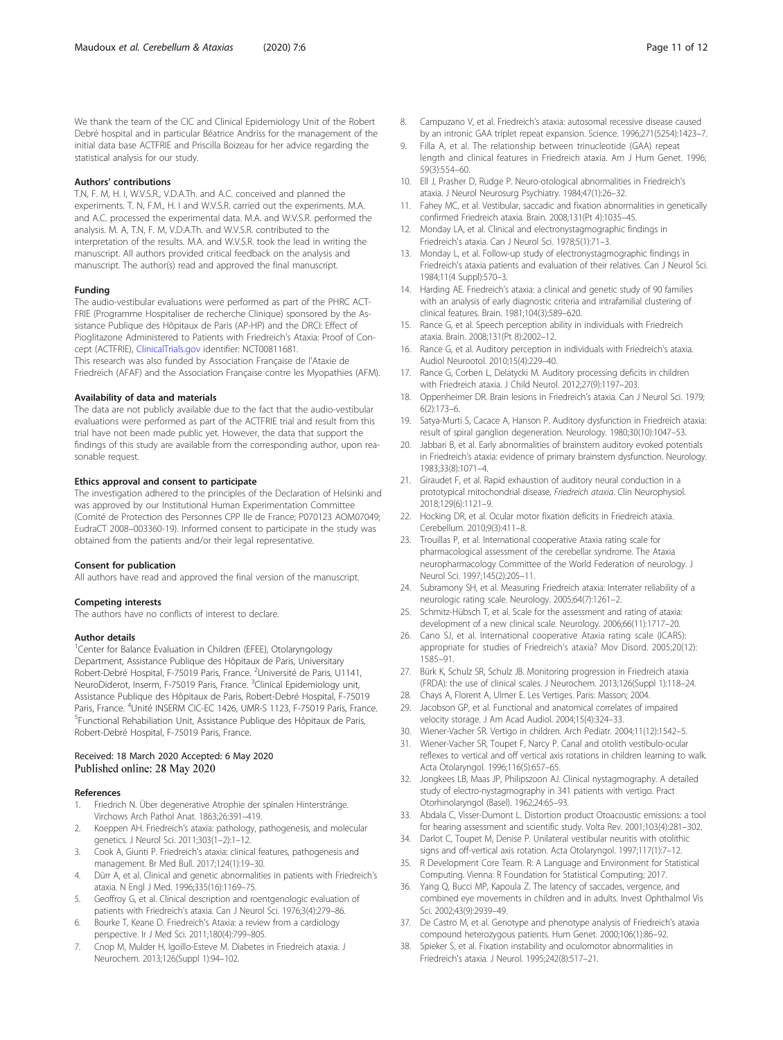We thank the team of the CIC and Clinical Epidemiology Unit of the Robert Debré hospital and in particular Béatrice Andriss for the management of the initial data base ACTFRIE and Priscilla Boizeau for her advice regarding the statistical analysis for our study.

### Authors' contributions

T.N, F. M, H. I, W.V.S.R., V.D.A.Th. and A.C. conceived and planned the experiments. T. N, F.M., H. I and W.V.S.R. carried out the experiments. M.A. and A.C. processed the experimental data. M.A. and W.V.S.R. performed the analysis. M. A, T.N, F. M, V.D.A.Th. and W.V.S.R. contributed to the interpretation of the results. M.A. and W.V.S.R. took the lead in writing the manuscript. All authors provided critical feedback on the analysis and manuscript. The author(s) read and approved the final manuscript.

### Funding

The audio-vestibular evaluations were performed as part of the PHRC ACT-FRIE (Programme Hospitalier de recherche Clinique) sponsored by the Assistance Publique des Hôpitaux de Paris (AP-HP) and the DRCI: Effect of Pioglitazone Administered to Patients with Friedreich's Ataxia: Proof of Concept (ACTFRIE), ClinicalTrials.gov identifier: NCT00811681.

This research was also funded by Association Française de l'Ataxie de Friedreich (AFAF) and the Association Française contre les Myopathies (AFM).

### Availability of data and materials

The data are not publicly available due to the fact that the audio-vestibular evaluations were performed as part of the ACTFRIE trial and result from this trial have not been made public yet. However, the data that support the findings of this study are available from the corresponding author, upon reasonable request.

### Ethics approval and consent to participate

The investigation adhered to the principles of the Declaration of Helsinki and was approved by our Institutional Human Experimentation Committee (Comité de Protection des Personnes CPP Ile de France; P070123 AOM07049; EudraCT 2008–003360-19). Informed consent to participate in the study was obtained from the patients and/or their legal representative.

### Consent for publication

All authors have read and approved the final version of the manuscript.

### Competing interests

The authors have no conflicts of interest to declare.

### Author details

[1]Center for Balance Evaluation in Children (EFEE), Otolaryngology Department, Assistance Publique des Hôpitaux de Paris, Univeristary Robert-Debré Hospital, F-75019 Paris, France. [2]Université de Paris, U1141, NeuroDiderot, Inserm, F-75019 Paris, France. [3]Clinical Epidemiology unit, Assistance Publique des Hôpitaux de Paris, Robert-Debré Hospital, F-75019 Paris, France. [4]Unité INSERM CIC-EC 1426, UMR-S 1123, F-75019 Paris, France. [5]Functional Rehabiliation Unit, Assistance Publique des Hôpitaux de Paris, Robert-Debré Hospital, F-75019 Paris, France.

Received: 18 March 2020 Accepted: 6 May 2020
Published online: 28 May 2020

### References

1. Friedrich N. Über degenerative Atrophie der spinalen Hinterstränge. Virchows Arch Pathol Anat. 1863;26:391–419.
2. Koeppen AH. Friedreich's ataxia: pathology, pathogenesis, and molecular genetics. J Neurol Sci. 2011;303(1–2):1–12.
3. Cook A, Giunti P. Friedreich's ataxia: clinical features, pathogenesis and management. Br Med Bull. 2017;124(1):19–30.
4. Dürr A, et al. Clinical and genetic abnormalities in patients with Friedreich's ataxia. N Engl J Med. 1996;335(16):1169–75.
5. Geoffroy G, et al. Clinical description and roentgenologic evaluation of patients with Friedreich's ataxia. Can J Neurol Sci. 1976;3(4):279–86.
6. Bourke T, Keane D. Friedreich's Ataxia: a review from a cardiology perspective. Ir J Med Sci. 2011;180(4):799–805.
7. Cnop M, Mulder H, Igoillo-Esteve M. Diabetes in Friedreich ataxia. J Neurochem. 2013;126(Suppl 1):94–102.
8. Campuzano V, et al. Friedreich's ataxia: autosomal recessive disease caused by an intronic GAA triplet repeat expansion. Science. 1996;271(5254):1423–7.
9. Filla A, et al. The relationship between trinucleotide (GAA) repeat length and clinical features in Friedreich ataxia. Am J Hum Genet. 1996; 59(3):554–60.
10. Ell J, Prasher D, Rudge P. Neuro-otological abnormalities in Friedreich's ataxia. J Neurol Neurosurg Psychiatry. 1984;47(1):26–32.
11. Fahey MC, et al. Vestibular, saccadic and fixation abnormalities in genetically confirmed Friedreich ataxia. Brain. 2008;131(Pt 4):1035–45.
12. Monday LA, et al. Clinical and electronystagmographic findings in Friedreich's ataxia. Can J Neurol Sci. 1978;5(1):71–3.
13. Monday L, et al. Follow-up study of electronystagmographic findings in Friedreich's ataxia patients and evaluation of their relatives. Can J Neurol Sci. 1984;11(4 Suppl):570–3.
14. Harding AE. Friedreich's ataxia: a clinical and genetic study of 90 families with an analysis of early diagnostic criteria and intrafamilial clustering of clinical features. Brain. 1981;104(3):589–620.
15. Rance G, et al. Speech perception ability in individuals with Friedreich ataxia. Brain. 2008;131(Pt 8):2002–12.
16. Rance G, et al. Auditory perception in individuals with Friedreich's ataxia. Audiol Neurootol. 2010;15(4):229–40.
17. Rance G, Corben L, Delatycki M. Auditory processing deficits in children with Friedreich ataxia. J Child Neurol. 2012;27(9):1197–203.
18. Oppenheimer DR. Brain lesions in Friedreich's ataxia. Can J Neurol Sci. 1979; 6(2):173–6.
19. Satya-Murti S, Cacace A, Hanson P. Auditory dysfunction in Friedreich ataxia: result of spiral ganglion degeneration. Neurology. 1980;30(10):1047–53.
20. Jabbari B, et al. Early abnormalities of brainstem auditory evoked potentials in Friedreich's ataxia: evidence of primary brainstem dysfunction. Neurology. 1983;33(8):1071–4.
21. Giraudet F, et al. Rapid exhaustion of auditory neural conduction in a prototypical mitochondrial disease, *Friedreich ataxia*. Clin Neurophysiol. 2018;129(6):1121–9.
22. Hocking DR, et al. Ocular motor fixation deficits in Friedreich ataxia. Cerebellum. 2010;9(3):411–8.
23. Trouillas P, et al. International cooperative Ataxia rating scale for pharmacological assessment of the cerebellar syndrome. The Ataxia neuropharmacology Committee of the World Federation of neurology. J Neurol Sci. 1997;145(2):205–11.
24. Subramony SH, et al. Measuring Friedreich ataxia: Interrater reliability of a neurologic rating scale. Neurology. 2005;64(7):1261–2.
25. Schmitz-Hübsch T, et al. Scale for the assessment and rating of ataxia: development of a new clinical scale. Neurology. 2006;66(11):1717–20.
26. Cano SJ, et al. International cooperative Ataxia rating scale (ICARS): appropriate for studies of Friedreich's ataxia? Mov Disord. 2005;20(12): 1585–91.
27. Bürk K, Schulz SR, Schulz JB. Monitoring progression in Friedreich ataxia (FRDA): the use of clinical scales. J Neurochem. 2013;126(Suppl 1):118–24.
28. Chays A, Florent A, Ulmer E. Les Vertiges. Paris: Masson; 2004.
29. Jacobson GP, et al. Functional and anatomical correlates of impaired velocity storage. J Am Acad Audiol. 2004;15(4):324–33.
30. Wiener-Vacher SR. Vertigo in children. Arch Pediatr. 2004;11(12):1542–5.
31. Wiener-Vacher SR, Toupet F, Narcy P. Canal and otolith vestibulo-ocular reflexes to vertical and off vertical axis rotations in children learning to walk. Acta Otolaryngol. 1996;116(5):657–65.
32. Jongkees LB, Maas JP, Philipszoon AJ. Clinical nystagmography. A detailed study of electro-nystagmography in 341 patients with vertigo. Pract Otorhinolaryngol (Basel). 1962;24:65–93.
33. Abdala C, Visser-Dumont L. Distortion product Otoacoustic emissions: a tool for hearing assessment and scientific study. Volta Rev. 2001;103(4):281–302.
34. Darlot C, Toupet M, Denise P. Unilateral vestibular neuritis with otolithic signs and off-vertical axis rotation. Acta Otolaryngol. 1997;117(1):7–12.
35. R Development Core Team. R: A Language and Environment for Statistical Computing. Vienna: R Foundation for Statistical Computing; 2017.
36. Yang Q, Bucci MP, Kapoula Z. The latency of saccades, vergence, and combined eye movements in children and in adults. Invest Ophthalmol Vis Sci. 2002;43(9):2939–49.
37. De Castro M, et al. Genotype and phenotype analysis of Friedreich's ataxia compound heterozygous patients. Hum Genet. 2000;106(1):86–92.
38. Spieker S, et al. Fixation instability and oculomotor abnormalities in Friedreich's ataxia. J Neurol. 1995;242(8):517–21.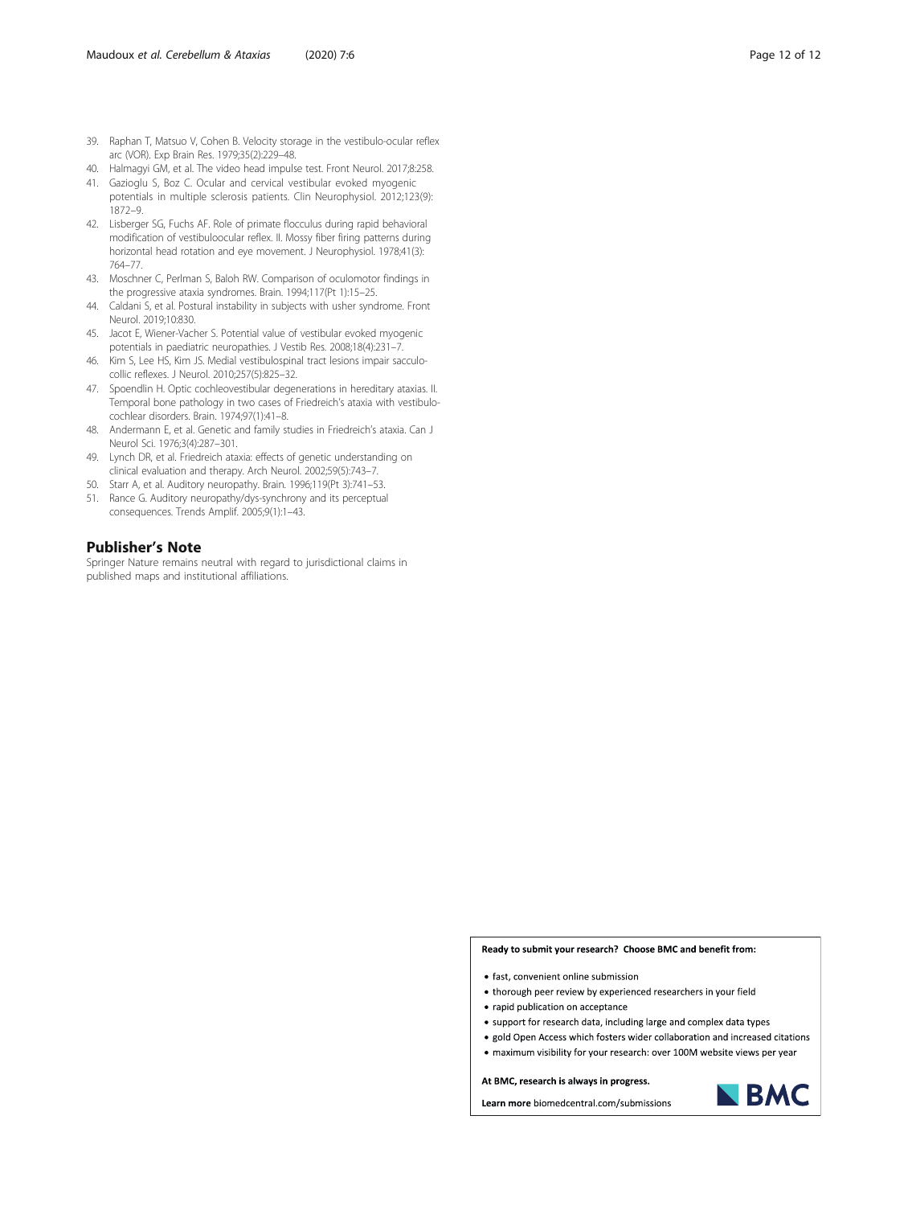39. Raphan T, Matsuo V, Cohen B. Velocity storage in the vestibulo-ocular reflex arc (VOR). Exp Brain Res. 1979;35(2):229–48.
40. Halmagyi GM, et al. The video head impulse test. Front Neurol. 2017;8:258.
41. Gazioglu S, Boz C. Ocular and cervical vestibular evoked myogenic potentials in multiple sclerosis patients. Clin Neurophysiol. 2012;123(9): 1872–9.
42. Lisberger SG, Fuchs AF. Role of primate flocculus during rapid behavioral modification of vestibuloocular reflex. II. Mossy fiber firing patterns during horizontal head rotation and eye movement. J Neurophysiol. 1978;41(3): 764–77.
43. Moschner C, Perlman S, Baloh RW. Comparison of oculomotor findings in the progressive ataxia syndromes. Brain. 1994;117(Pt 1):15–25.
44. Caldani S, et al. Postural instability in subjects with usher syndrome. Front Neurol. 2019;10:830.
45. Jacot E, Wiener-Vacher S. Potential value of vestibular evoked myogenic potentials in paediatric neuropathies. J Vestib Res. 2008;18(4):231–7.
46. Kim S, Lee HS, Kim JS. Medial vestibulospinal tract lesions impair sacculo-collic reflexes. J Neurol. 2010;257(5):825–32.
47. Spoendlin H. Optic cochleovestibular degenerations in hereditary ataxias. II. Temporal bone pathology in two cases of Friedreich's ataxia with vestibulo-cochlear disorders. Brain. 1974;97(1):41–8.
48. Andermann E, et al. Genetic and family studies in Friedreich's ataxia. Can J Neurol Sci. 1976;3(4):287–301.
49. Lynch DR, et al. Friedreich ataxia: effects of genetic understanding on clinical evaluation and therapy. Arch Neurol. 2002;59(5):743–7.
50. Starr A, et al. Auditory neuropathy. Brain. 1996;119(Pt 3):741–53.
51. Rance G. Auditory neuropathy/dys-synchrony and its perceptual consequences. Trends Amplif. 2005;9(1):1–43.

## Publisher's Note

Springer Nature remains neutral with regard to jurisdictional claims in published maps and institutional affiliations.

**Ready to submit your research? Choose BMC and benefit from:**

- fast, convenient online submission
- thorough peer review by experienced researchers in your field
- rapid publication on acceptance
- support for research data, including large and complex data types
- gold Open Access which fosters wider collaboration and increased citations
- maximum visibility for your research: over 100M website views per year

**At BMC, research is always in progress.**

**Learn more** biomedcentral.com/submissions